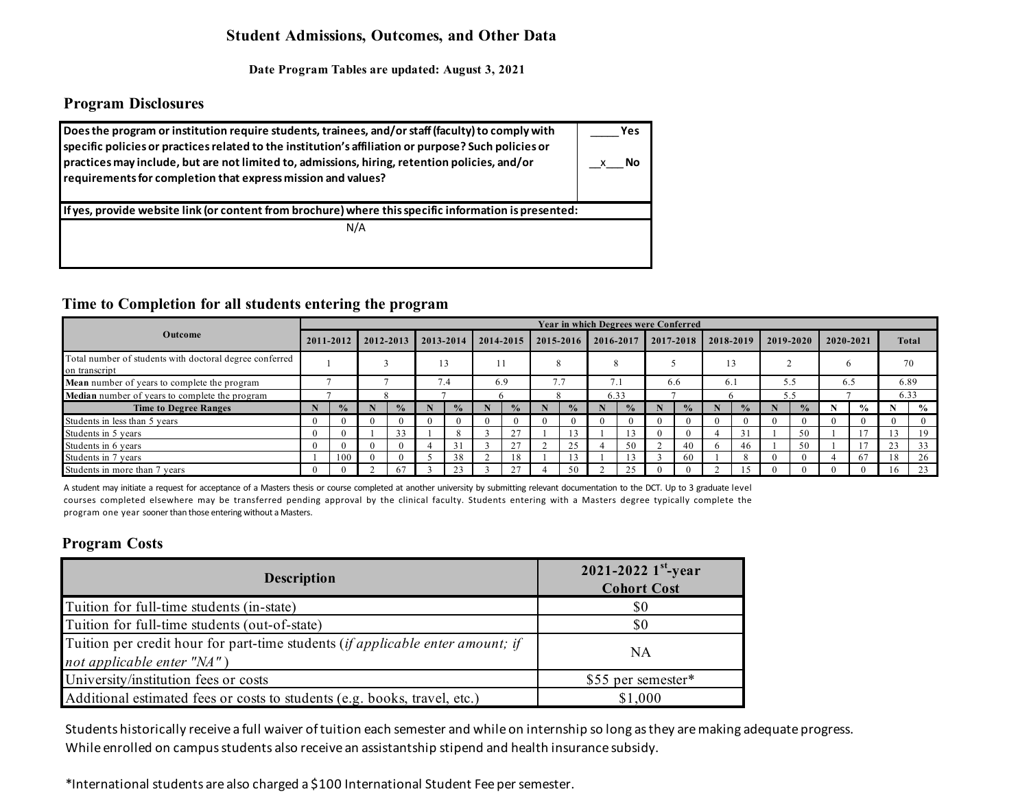# Student Admissions, Outcomes, and Other Data

**Date Program Tables are updated: August 3, 2021**

## Program Disclosures

| Does the program or institution require students, trainees, and/or staff (faculty) to comply with specific policies or practices related to the institution's affiliation or purpose? Such policies or practices may include, but are not limited to, admissions, hiring, retention policies, and/or requirements for completion that express mission and values? | _____ Yes<br>__x___ No |
|---|---|
| **If yes, provide website link (or content from brochure) where this specific information is presented:** | |
| N/A | |

## Time to Completion for all students entering the program

| Outcome | Year in which Degrees were Conferred | | | | | | | | | | | | | | | | | | | | | |
|---|---|---|---|---|---|---|---|---|---|---|---|---|---|---|---|---|---|---|---|---|---|---|
| | 2011-2012 | | 2012-2013 | | 2013-2014 | | 2014-2015 | | 2015-2016 | | 2016-2017 | | 2017-2018 | | 2018-2019 | | 2019-2020 | | 2020-2021 | | Total | |
| Total number of students with doctoral degree conferred on transcript | 1 | | 3 | | 13 | | 11 | | 8 | | 8 | | 5 | | 13 | | 2 | | 6 | | 70 | |
| **Mean** number of years to complete the program | 7 | | 7 | | 7.4 | | 6.9 | | 7.7 | | 7.1 | | 6.6 | | 6.1 | | 5.5 | | 6.5 | | 6.89 | |
| **Median** number of years to complete the program | 7 | | 8 | | 7 | | 6 | | 8 | | 6.33 | | 7 | | 6 | | 5.5 | | 7 | | 6.33 | |
| **Time to Degree Ranges** | **N** | **%** | **N** | **%** | **N** | **%** | **N** | **%** | **N** | **%** | **N** | **%** | **N** | **%** | **N** | **%** | **N** | **%** | **N** | **%** | **N** | **%** |
| Students in less than 5 years | 0 | 0 | 0 | 0 | 0 | 0 | 0 | 0 | 0 | 0 | 0 | 0 | 0 | 0 | 0 | 0 | 0 | 0 | 0 | 0 | 0 | 0 |
| Students in 5 years | 0 | 0 | 1 | 33 | 1 | 8 | 3 | 27 | 1 | 13 | 1 | 13 | 0 | 0 | 4 | 31 | 1 | 50 | 1 | 17 | 13 | 19 |
| Students in 6 years | 0 | 0 | 0 | 0 | 4 | 31 | 3 | 27 | 2 | 25 | 4 | 50 | 2 | 40 | 6 | 46 | 1 | 50 | 1 | 17 | 23 | 33 |
| Students in 7 years | 1 | 100 | 0 | 0 | 5 | 38 | 2 | 18 | 1 | 13 | 1 | 13 | 3 | 60 | 1 | 8 | 0 | 0 | 4 | 67 | 18 | 26 |
| Students in more than 7 years | 0 | 0 | 2 | 67 | 3 | 23 | 3 | 27 | 4 | 50 | 2 | 25 | 0 | 0 | 2 | 15 | 0 | 0 | 0 | 0 | 16 | 23 |

A student may initiate a request for acceptance of a Masters thesis or course completed at another university by submitting relevant documentation to the DCT. Up to 3 graduate level courses completed elsewhere may be transferred pending approval by the clinical faculty. Students entering with a Masters degree typically complete the program one year sooner than those entering without a Masters.

## Program Costs

| Description | 2021-2022 1st-year Cohort Cost |
|---|---|
| Tuition for full-time students (in-state) | $0 |
| Tuition for full-time students (out-of-state) | $0 |
| Tuition per credit hour for part-time students (*if applicable enter amount; if not applicable enter "NA"*) | NA |
| University/institution fees or costs | $55 per semester* |
| Additional estimated fees or costs to students (e.g. books, travel, etc.) | $1,000 |

Students historically receive a full waiver of tuition each semester and while on internship so long as they are making adequate progress. While enrolled on campus students also receive an assistantship stipend and health insurance subsidy.

*International students are also charged a $100 International Student Fee per semester.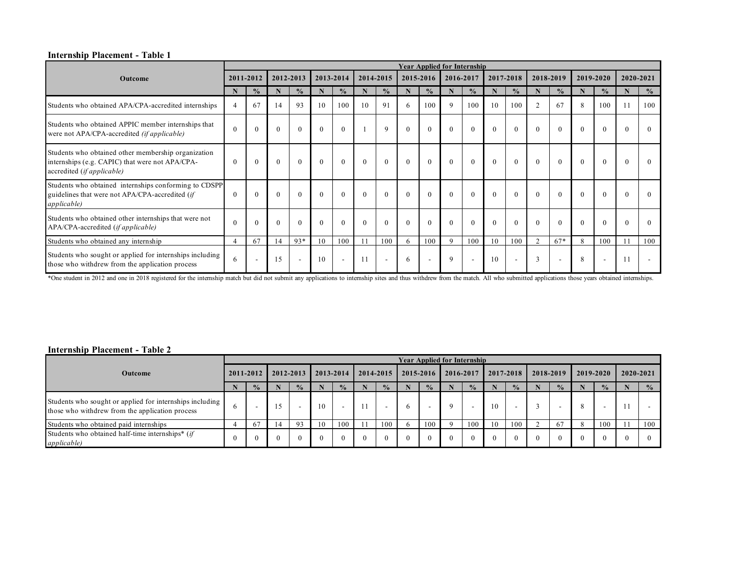**Internship Placement - Table 1**

| Outcome | Year Applied for Internship | | | | | | | | | | | | | | | | | | | |
|---|---|---|---|---|---|---|---|---|---|---|---|---|---|---|---|---|---|---|---|---|
| | 2011-2012 | | 2012-2013 | | 2013-2014 | | 2014-2015 | | 2015-2016 | | 2016-2017 | | 2017-2018 | | 2018-2019 | | 2019-2020 | | 2020-2021 | |
| | N | % | N | % | N | % | N | % | N | % | N | % | N | % | N | % | N | % | N | % |
| Students who obtained APA/CPA-accredited internships | 4 | 67 | 14 | 93 | 10 | 100 | 10 | 91 | 6 | 100 | 9 | 100 | 10 | 100 | 2 | 67 | 8 | 100 | 11 | 100 |
| Students who obtained APPIC member internships that were not APA/CPA-accredited *(if applicable)* | 0 | 0 | 0 | 0 | 0 | 0 | 1 | 9 | 0 | 0 | 0 | 0 | 0 | 0 | 0 | 0 | 0 | 0 | 0 | 0 |
| Students who obtained other membership organization internships (e.g. CAPIC) that were not APA/CPA-accredited *(if applicable)* | 0 | 0 | 0 | 0 | 0 | 0 | 0 | 0 | 0 | 0 | 0 | 0 | 0 | 0 | 0 | 0 | 0 | 0 | 0 | 0 |
| Students who obtained internships conforming to CDSPP guidelines that were not APA/CPA-accredited (*if applicable)* | 0 | 0 | 0 | 0 | 0 | 0 | 0 | 0 | 0 | 0 | 0 | 0 | 0 | 0 | 0 | 0 | 0 | 0 | 0 | 0 |
| Students who obtained other internships that were not APA/CPA-accredited (*if applicable)* | 0 | 0 | 0 | 0 | 0 | 0 | 0 | 0 | 0 | 0 | 0 | 0 | 0 | 0 | 0 | 0 | 0 | 0 | 0 | 0 |
| Students who obtained any internship | 4 | 67 | 14 | 93* | 10 | 100 | 11 | 100 | 6 | 100 | 9 | 100 | 10 | 100 | 2 | 67* | 8 | 100 | 11 | 100 |
| Students who sought or applied for internships including those who withdrew from the application process | 6 | - | 15 | - | 10 | - | 11 | - | 6 | - | 9 | - | 10 | - | 3 | - | 8 | - | 11 | - |

*One student in 2012 and one in 2018 registered for the internship match but did not submit any applications to internship sites and thus withdrew from the match. All who submitted applications those years obtained internships.

**Internship Placement - Table 2**

| Outcome | Year Applied for Internship | | | | | | | | | | | | | | | | | | | |
|---|---|---|---|---|---|---|---|---|---|---|---|---|---|---|---|---|---|---|---|---|
| | 2011-2012 | | 2012-2013 | | 2013-2014 | | 2014-2015 | | 2015-2016 | | 2016-2017 | | 2017-2018 | | 2018-2019 | | 2019-2020 | | 2020-2021 | |
| | N | % | N | % | N | % | N | % | N | % | N | % | N | % | N | % | N | % | N | % |
| Students who sought or applied for internships including those who withdrew from the application process | 6 | - | 15 | - | 10 | - | 11 | - | 6 | - | 9 | - | 10 | - | 3 | - | 8 | - | 11 | - |
| Students who obtained paid internships | 4 | 67 | 14 | 93 | 10 | 100 | 11 | 100 | 6 | 100 | 9 | 100 | 10 | 100 | 2 | 67 | 8 | 100 | 11 | 100 |
| Students who obtained half-time internships* (*if applicable)* | 0 | 0 | 0 | 0 | 0 | 0 | 0 | 0 | 0 | 0 | 0 | 0 | 0 | 0 | 0 | 0 | 0 | 0 | 0 | 0 |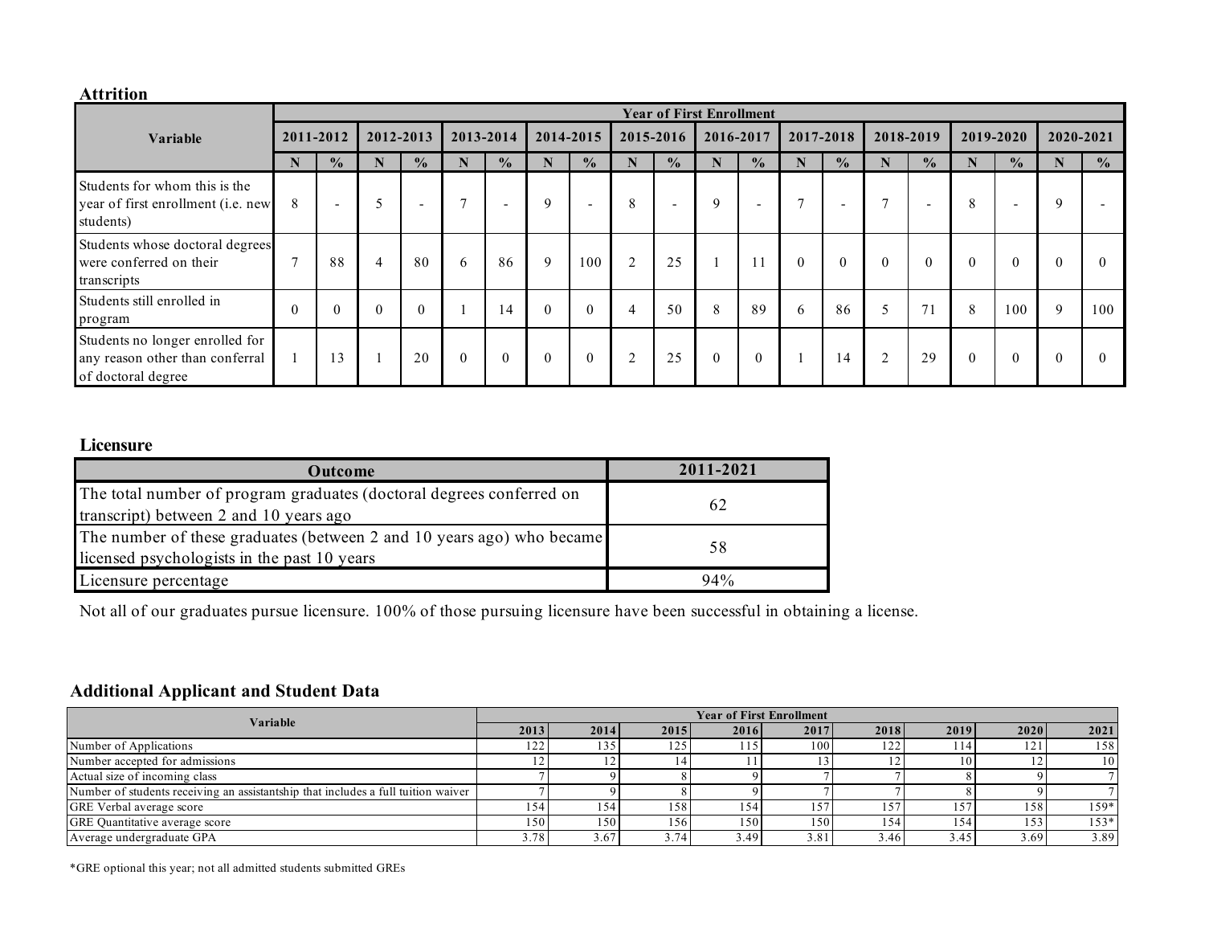## Attrition

| Variable | Year of First Enrollment | | | | | | | | | | | | | | | | | | | |
|---|---|---|---|---|---|---|---|---|---|---|---|---|---|---|---|---|---|---|---|---|
| | 2011-2012 | | 2012-2013 | | 2013-2014 | | 2014-2015 | | 2015-2016 | | 2016-2017 | | 2017-2018 | | 2018-2019 | | 2019-2020 | | 2020-2021 | |
| | N | % | N | % | N | % | N | % | N | % | N | % | N | % | N | % | N | % | N | % |
| Students for whom this is the year of first enrollment (i.e. new students) | 8 | - | 5 | - | 7 | - | 9 | - | 8 | - | 9 | - | 7 | - | 7 | - | 8 | - | 9 | - |
| Students whose doctoral degrees were conferred on their transcripts | 7 | 88 | 4 | 80 | 6 | 86 | 9 | 100 | 2 | 25 | 1 | 11 | 0 | 0 | 0 | 0 | 0 | 0 | 0 | 0 |
| Students still enrolled in program | 0 | 0 | 0 | 0 | 1 | 14 | 0 | 0 | 4 | 50 | 8 | 89 | 6 | 86 | 5 | 71 | 8 | 100 | 9 | 100 |
| Students no longer enrolled for any reason other than conferral of doctoral degree | 1 | 13 | 1 | 20 | 0 | 0 | 0 | 0 | 2 | 25 | 0 | 0 | 1 | 14 | 2 | 29 | 0 | 0 | 0 | 0 |

## Licensure

| Outcome | 2011-2021 |
|---|---|
| The total number of program graduates (doctoral degrees conferred on transcript) between 2 and 10 years ago | 62 |
| The number of these graduates (between 2 and 10 years ago) who became licensed psychologists in the past 10 years | 58 |
| Licensure percentage | 94% |

Not all of our graduates pursue licensure. 100% of those pursuing licensure have been successful in obtaining a license.

## Additional Applicant and Student Data

| Variable | Year of First Enrollment | | | | | | | | |
|---|---|---|---|---|---|---|---|---|---|
| | 2013 | 2014 | 2015 | 2016 | 2017 | 2018 | 2019 | 2020 | 2021 |
| Number of Applications | 122 | 135 | 125 | 115 | 100 | 122 | 114 | 121 | 158 |
| Number accepted for admissions | 12 | 12 | 14 | 11 | 13 | 12 | 10 | 12 | 10 |
| Actual size of incoming class | 7 | 9 | 8 | 9 | 7 | 7 | 8 | 9 | 7 |
| Number of students receiving an assistantship that includes a full tuition waiver | 7 | 9 | 8 | 9 | 7 | 7 | 8 | 9 | 7 |
| GRE Verbal average score | 154 | 154 | 158 | 154 | 157 | 157 | 157 | 158 | 159* |
| GRE Quantitative average score | 150 | 150 | 156 | 150 | 150 | 154 | 154 | 153 | 153* |
| Average undergraduate GPA | 3.78 | 3.67 | 3.74 | 3.49 | 3.81 | 3.46 | 3.45 | 3.69 | 3.89 |

*GRE optional this year; not all admitted students submitted GREs